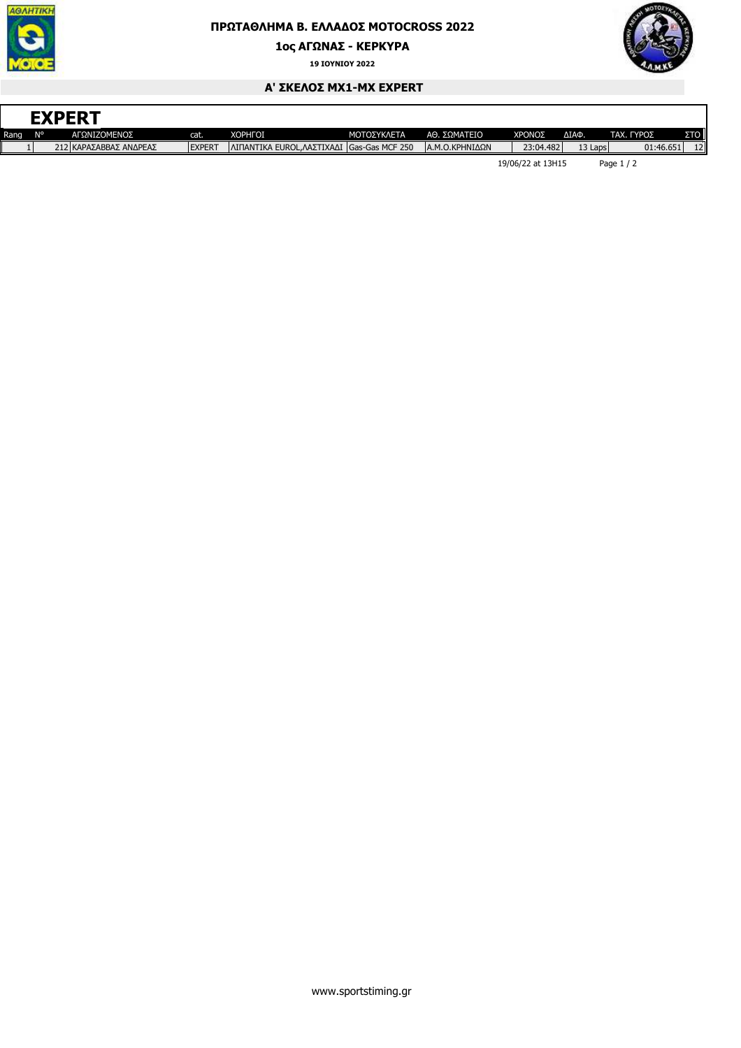# ΠΡΩΤΑΘΛΗΜΑ Β. ΕΛΛΑΔΟΣ MOTOCROSS 2022

## 1ος ΑΓΩΝΑΣ - ΚΕΡΚΥΡΑ

**19 ΙΟΥΝΙΟΥ 2022**

### Α' ΣΚΕΛΟΣ MX1-MX EXPERT

## EXPERT

| Rang | N° | ΑΓΩΝΙΖΟΜΕΝΟΣ | cat. | ΧΟΡΗΓΟΙ | ΜΟΤΟΣΥΚΛΕΤΑ | ΑΘ. ΣΩΜΑΤΕΙΟ | ΧΡΟΝΟΣ | ΔΙΑΦ. | ΤΑΧ. ΓΥΡΟΣ | ΣΤΟ |
|---|---|---|---|---|---|---|---|---|---|---|
| 1 | 212 | ΚΑΡΑΣΑΒΒΑΣ ΑΝΔΡΕΑΣ | EXPERT | ΛΙΠΑΝΤΙΚΑ EUROL,ΛΑΣΤΙΧΑΔΙ | Gas-Gas MCF 250 | Α.Μ.Ο.ΚΡΗΝΙΔΩΝ | 23:04.482 | 13 Laps | 01:46.651 | 12 |

19/06/22 at 13H15

www.sportstiming.gr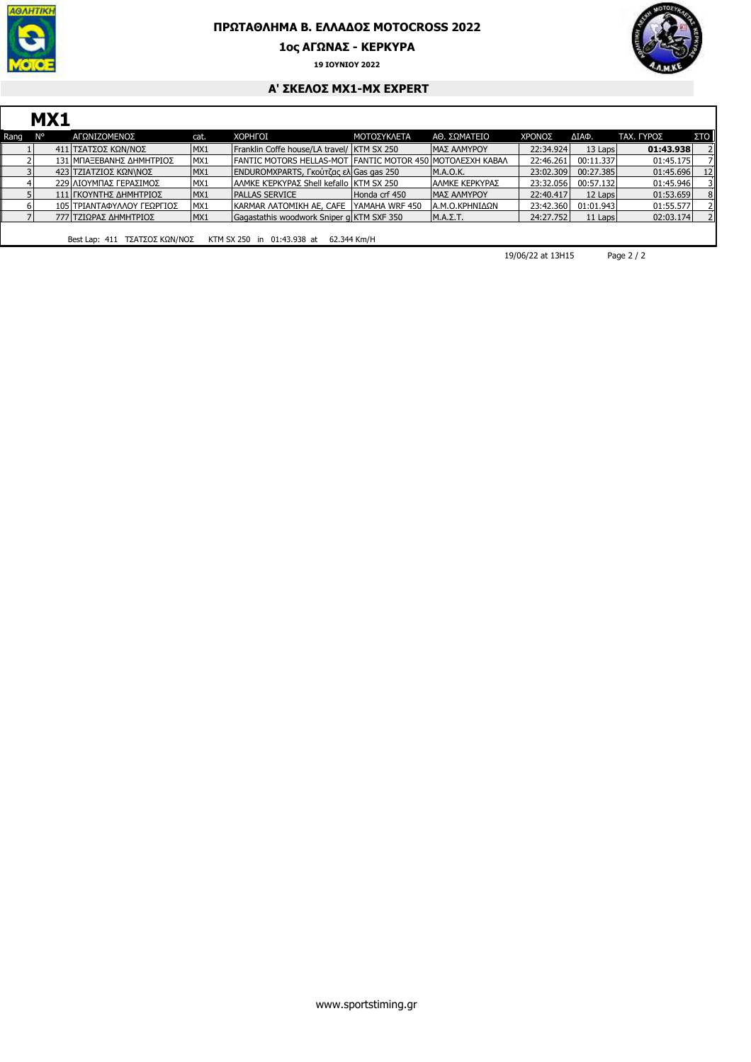# ΠΡΩΤΑΘΛΗΜΑ Β. ΕΛΛΑΔΟΣ MOTOCROSS 2022

## 1ος ΑΓΩΝΑΣ - ΚΕΡΚΥΡΑ

**19 ΙΟΥΝΙΟΥ 2022**

### Α' ΣΚΕΛΟΣ MX1-MX EXPERT

## MX1

| Rang | N° | ΑΓΩΝΙΖΟΜΕΝΟΣ | cat. | ΧΟΡΗΓΟΙ | ΜΟΤΟΣΥΚΛΕΤΑ | ΑΘ. ΣΩΜΑΤΕΙΟ | ΧΡΟΝΟΣ | ΔΙΑΦ. | ΤΑΧ. ΓΥΡΟΣ | ΣΤΟ |
|---|---|---|---|---|---|---|---|---|---|---|
| 1 | 411 | ΤΣΑΤΣΟΣ ΚΩΝ/ΝΟΣ | MX1 | Franklin Coffe house/LA travel/ | KTM SX 250 | ΜΑΣ ΑΛΜΥΡΟΥ | 22:34.924 | 13 Laps | **01:43.938** | 2 |
| 2 | 131 | ΜΠΑΞΕΒΑΝΗΣ ΔΗΜΗΤΡΙΟΣ | MX1 | FANTIC MOTORS HELLAS-MOT | FANTIC MOTOR 450 | ΜΟΤΟΛΕΣΧΗ ΚΑΒΑΛ | 22:46.261 | 00:11.337 | 01:45.175 | 7 |
| 3 | 423 | ΤΖΙΑΤΖΙΟΣ ΚΩΝ\ΝΟΣ | MX1 | ENDUROMXPARTS, Γκούτζας ελ | Gas gas 250 | M.A.O.K. | 23:02.309 | 00:27.385 | 01:45.696 | 12 |
| 4 | 229 | ΛΙΟΥΜΠΑΣ ΓΕΡΑΣΙΜΟΣ | MX1 | ΑΛΜΚΕ ΚΕΡΚΥΡΑΣ Shell kefallo | KTM SX 250 | ΑΛΜΚΕ ΚΕΡΚΥΡΑΣ | 23:32.056 | 00:57.132 | 01:45.946 | 3 |
| 5 | 111 | ΓΚΟΥΝΤΗΣ ΔΗΜΗΤΡΙΟΣ | MX1 | PALLAS SERVICE | Honda crf 450 | ΜΑΣ ΑΛΜΥΡΟΥ | 22:40.417 | 12 Laps | 01:53.659 | 8 |
| 6 | 105 | ΤΡΙΑΝΤΑΦΥΛΛΟΥ ΓΕΩΡΓΙΟΣ | MX1 | KARMAR ΛΑΤΟΜΙΚΗ ΑΕ, CAFE | YAMAHA WRF 450 | Α.Μ.Ο.ΚΡΗΝΙΔΩΝ | 23:42.360 | 01:01.943 | 01:55.577 | 2 |
| 7 | 777 | ΤΖΙΩΡΑΣ ΔΗΜΗΤΡΙΟΣ | MX1 | Gagastathis woodwork Sniper g | KTM SXF 350 | Μ.Α.Σ.Τ. | 24:27.752 | 11 Laps | 02:03.174 | 2 |

Best Lap: 411 ΤΣΑΤΣΟΣ ΚΩΝ/ΝΟΣ KTM SX 250 in 01:43.938 at 62.344 Km/H

19/06/22 at 13H15

www.sportstiming.gr